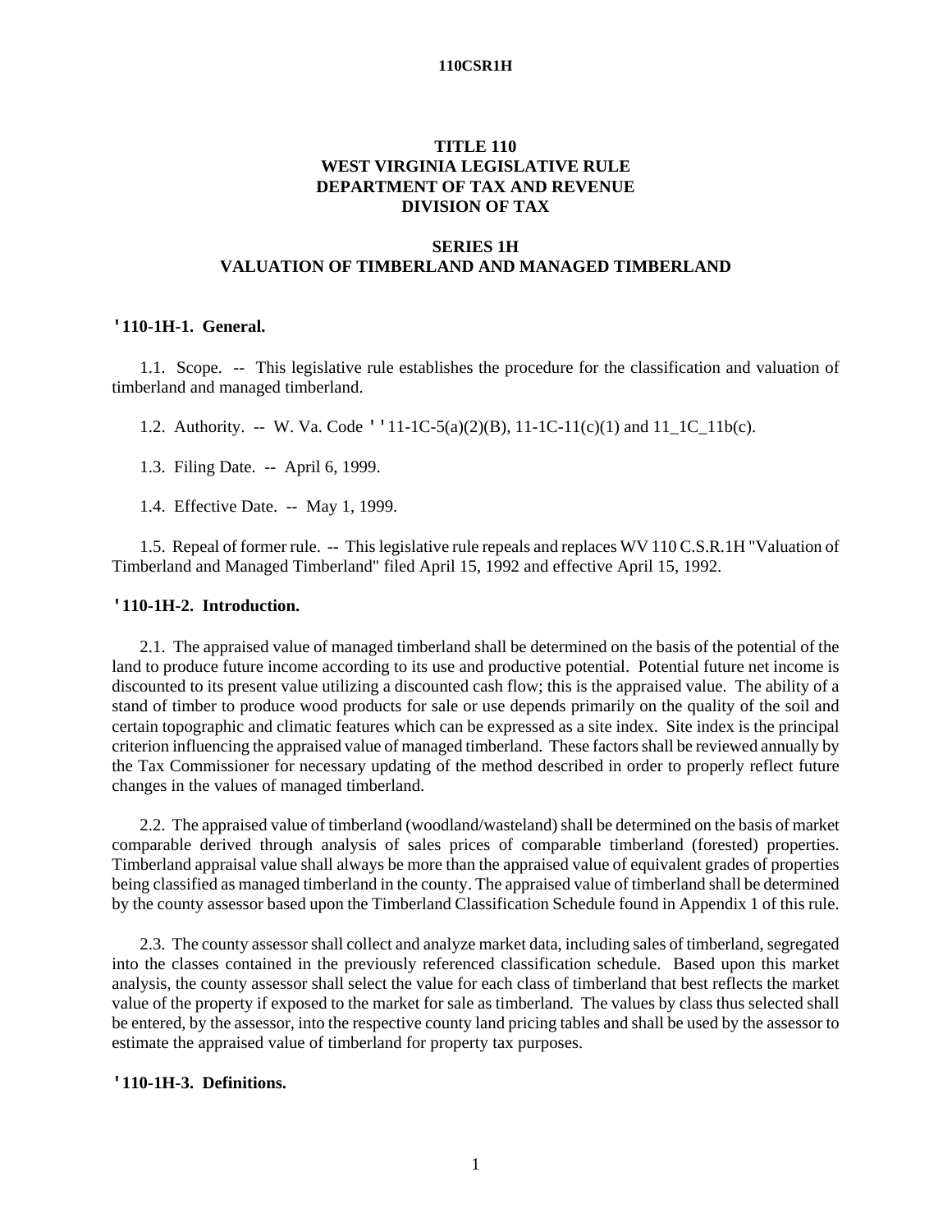# TITLE 110
# WEST VIRGINIA LEGISLATIVE RULE
# DEPARTMENT OF TAX AND REVENUE
# DIVISION OF TAX

## SERIES 1H
## VALUATION OF TIMBERLAND AND MANAGED TIMBERLAND

### '110-1H-1. General.

1.1. Scope. -- This legislative rule establishes the procedure for the classification and valuation of timberland and managed timberland.

1.2. Authority. -- W. Va. Code ''11-1C-5(a)(2)(B), 11-1C-11(c)(1) and 11_1C_11b(c).

1.3. Filing Date. -- April 6, 1999.

1.4. Effective Date. -- May 1, 1999.

1.5. Repeal of former rule. -- This legislative rule repeals and replaces WV 110 C.S.R.1H "Valuation of Timberland and Managed Timberland" filed April 15, 1992 and effective April 15, 1992.

### '110-1H-2. Introduction.

2.1. The appraised value of managed timberland shall be determined on the basis of the potential of the land to produce future income according to its use and productive potential. Potential future net income is discounted to its present value utilizing a discounted cash flow; this is the appraised value. The ability of a stand of timber to produce wood products for sale or use depends primarily on the quality of the soil and certain topographic and climatic features which can be expressed as a site index. Site index is the principal criterion influencing the appraised value of managed timberland. These factors shall be reviewed annually by the Tax Commissioner for necessary updating of the method described in order to properly reflect future changes in the values of managed timberland.

2.2. The appraised value of timberland (woodland/wasteland) shall be determined on the basis of market comparable derived through analysis of sales prices of comparable timberland (forested) properties. Timberland appraisal value shall always be more than the appraised value of equivalent grades of properties being classified as managed timberland in the county. The appraised value of timberland shall be determined by the county assessor based upon the Timberland Classification Schedule found in Appendix 1 of this rule.

2.3. The county assessor shall collect and analyze market data, including sales of timberland, segregated into the classes contained in the previously referenced classification schedule. Based upon this market analysis, the county assessor shall select the value for each class of timberland that best reflects the market value of the property if exposed to the market for sale as timberland. The values by class thus selected shall be entered, by the assessor, into the respective county land pricing tables and shall be used by the assessor to estimate the appraised value of timberland for property tax purposes.

### '110-1H-3. Definitions.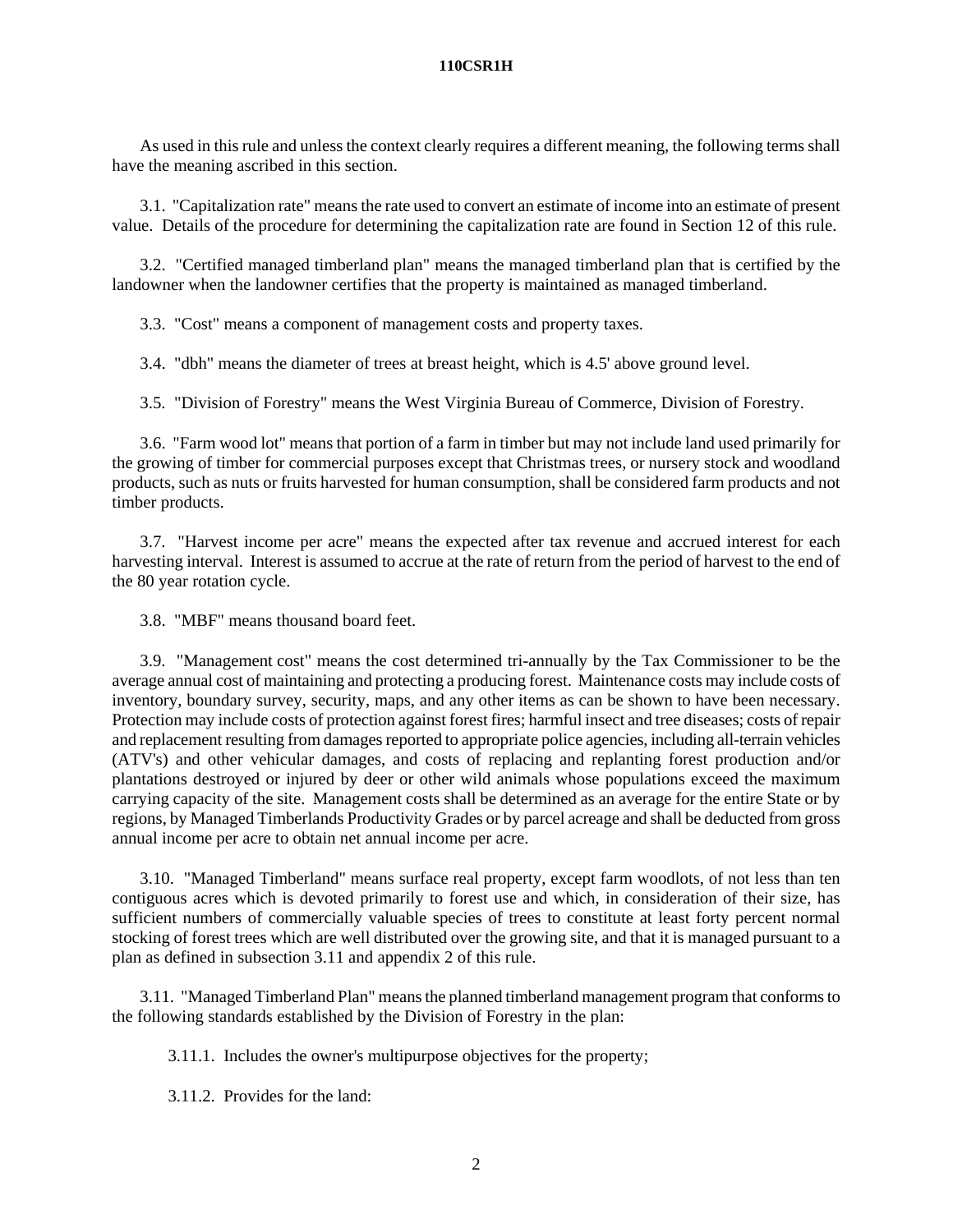As used in this rule and unless the context clearly requires a different meaning, the following terms shall have the meaning ascribed in this section.

3.1. "Capitalization rate" means the rate used to convert an estimate of income into an estimate of present value. Details of the procedure for determining the capitalization rate are found in Section 12 of this rule.

3.2. "Certified managed timberland plan" means the managed timberland plan that is certified by the landowner when the landowner certifies that the property is maintained as managed timberland.

3.3. "Cost" means a component of management costs and property taxes.

3.4. "dbh" means the diameter of trees at breast height, which is 4.5' above ground level.

3.5. "Division of Forestry" means the West Virginia Bureau of Commerce, Division of Forestry.

3.6. "Farm wood lot" means that portion of a farm in timber but may not include land used primarily for the growing of timber for commercial purposes except that Christmas trees, or nursery stock and woodland products, such as nuts or fruits harvested for human consumption, shall be considered farm products and not timber products.

3.7. "Harvest income per acre" means the expected after tax revenue and accrued interest for each harvesting interval. Interest is assumed to accrue at the rate of return from the period of harvest to the end of the 80 year rotation cycle.

3.8. "MBF" means thousand board feet.

3.9. "Management cost" means the cost determined tri-annually by the Tax Commissioner to be the average annual cost of maintaining and protecting a producing forest. Maintenance costs may include costs of inventory, boundary survey, security, maps, and any other items as can be shown to have been necessary. Protection may include costs of protection against forest fires; harmful insect and tree diseases; costs of repair and replacement resulting from damages reported to appropriate police agencies, including all-terrain vehicles (ATV's) and other vehicular damages, and costs of replacing and replanting forest production and/or plantations destroyed or injured by deer or other wild animals whose populations exceed the maximum carrying capacity of the site. Management costs shall be determined as an average for the entire State or by regions, by Managed Timberlands Productivity Grades or by parcel acreage and shall be deducted from gross annual income per acre to obtain net annual income per acre.

3.10. "Managed Timberland" means surface real property, except farm woodlots, of not less than ten contiguous acres which is devoted primarily to forest use and which, in consideration of their size, has sufficient numbers of commercially valuable species of trees to constitute at least forty percent normal stocking of forest trees which are well distributed over the growing site, and that it is managed pursuant to a plan as defined in subsection 3.11 and appendix 2 of this rule.

3.11. "Managed Timberland Plan" means the planned timberland management program that conforms to the following standards established by the Division of Forestry in the plan:

3.11.1. Includes the owner's multipurpose objectives for the property;

3.11.2. Provides for the land: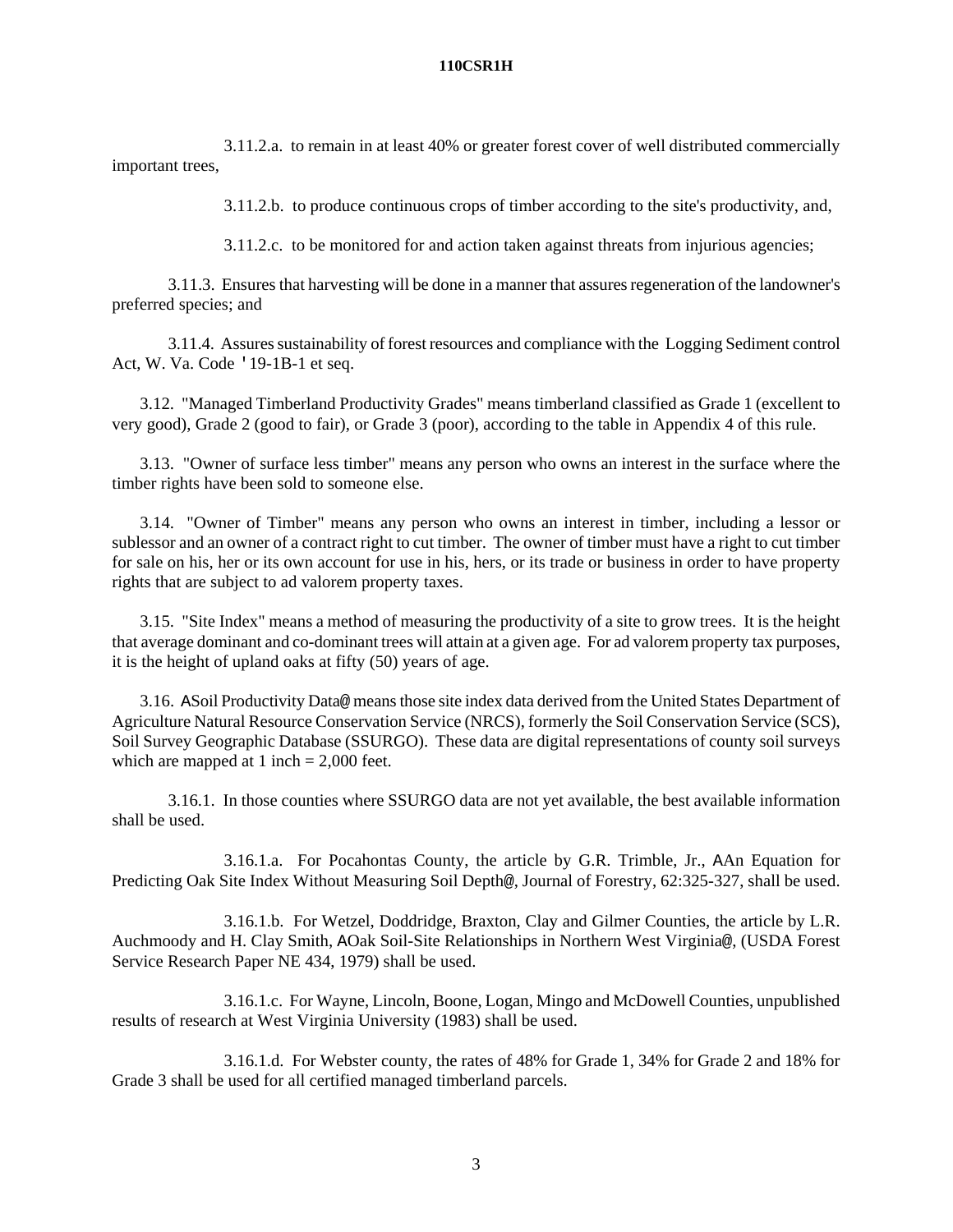3.11.2.a. to remain in at least 40% or greater forest cover of well distributed commercially important trees,

3.11.2.b. to produce continuous crops of timber according to the site's productivity, and,

3.11.2.c. to be monitored for and action taken against threats from injurious agencies;

3.11.3. Ensures that harvesting will be done in a manner that assures regeneration of the landowner's preferred species; and

3.11.4. Assures sustainability of forest resources and compliance with the Logging Sediment control Act, W. Va. Code ' 19-1B-1 et seq.

3.12. "Managed Timberland Productivity Grades" means timberland classified as Grade 1 (excellent to very good), Grade 2 (good to fair), or Grade 3 (poor), according to the table in Appendix 4 of this rule.

3.13. "Owner of surface less timber" means any person who owns an interest in the surface where the timber rights have been sold to someone else.

3.14. "Owner of Timber" means any person who owns an interest in timber, including a lessor or sublessor and an owner of a contract right to cut timber. The owner of timber must have a right to cut timber for sale on his, her or its own account for use in his, hers, or its trade or business in order to have property rights that are subject to ad valorem property taxes.

3.15. "Site Index" means a method of measuring the productivity of a site to grow trees. It is the height that average dominant and co-dominant trees will attain at a given age. For ad valorem property tax purposes, it is the height of upland oaks at fifty (50) years of age.

3.16. ASoil Productivity Data@ means those site index data derived from the United States Department of Agriculture Natural Resource Conservation Service (NRCS), formerly the Soil Conservation Service (SCS), Soil Survey Geographic Database (SSURGO). These data are digital representations of county soil surveys which are mapped at 1 inch = 2,000 feet.

3.16.1. In those counties where SSURGO data are not yet available, the best available information shall be used.

3.16.1.a. For Pocahontas County, the article by G.R. Trimble, Jr., AAn Equation for Predicting Oak Site Index Without Measuring Soil Depth@, Journal of Forestry, 62:325-327, shall be used.

3.16.1.b. For Wetzel, Doddridge, Braxton, Clay and Gilmer Counties, the article by L.R. Auchmoody and H. Clay Smith, AOak Soil-Site Relationships in Northern West Virginia@, (USDA Forest Service Research Paper NE 434, 1979) shall be used.

3.16.1.c. For Wayne, Lincoln, Boone, Logan, Mingo and McDowell Counties, unpublished results of research at West Virginia University (1983) shall be used.

3.16.1.d. For Webster county, the rates of 48% for Grade 1, 34% for Grade 2 and 18% for Grade 3 shall be used for all certified managed timberland parcels.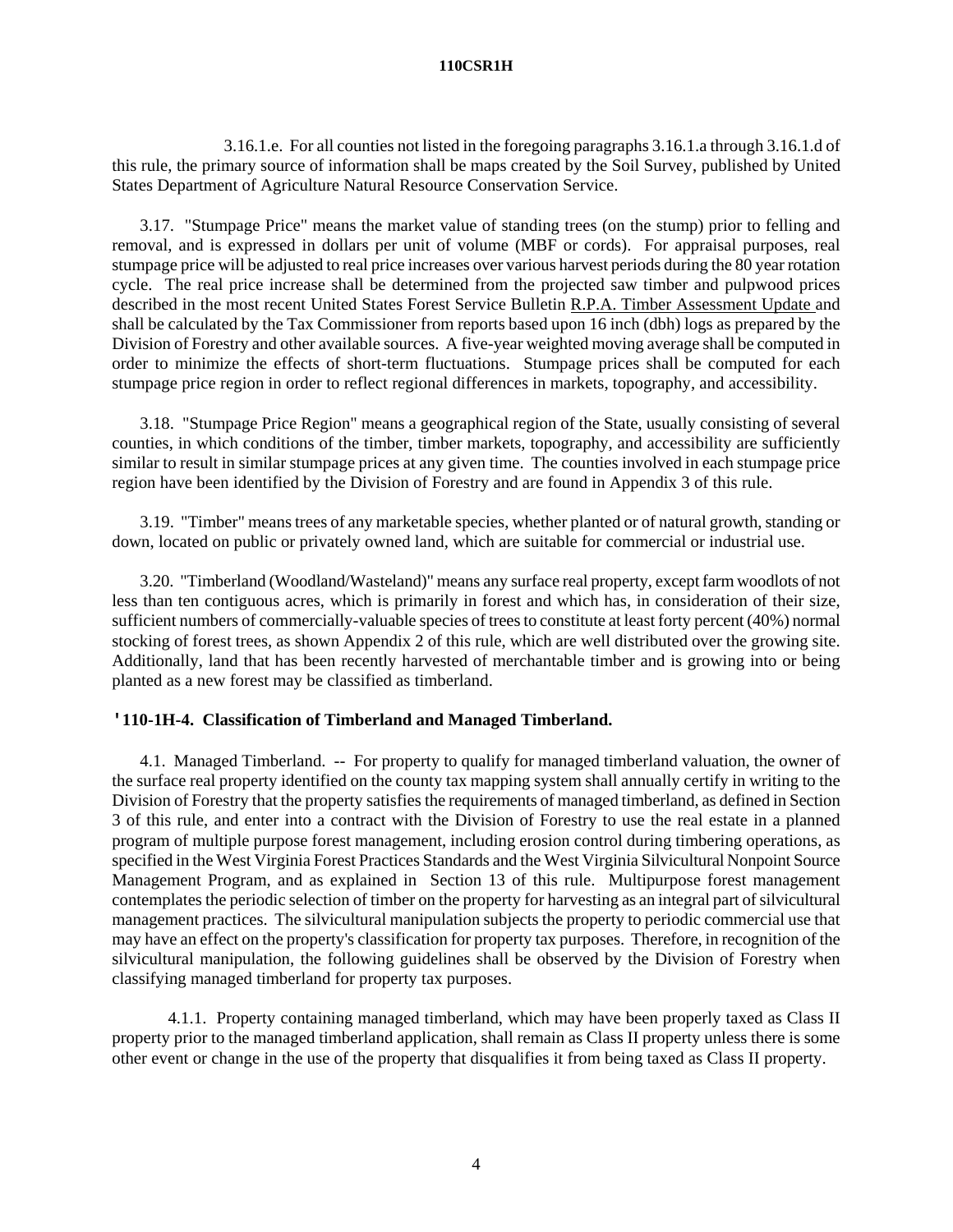3.16.1.e. For all counties not listed in the foregoing paragraphs 3.16.1.a through 3.16.1.d of this rule, the primary source of information shall be maps created by the Soil Survey, published by United States Department of Agriculture Natural Resource Conservation Service.

3.17. "Stumpage Price" means the market value of standing trees (on the stump) prior to felling and removal, and is expressed in dollars per unit of volume (MBF or cords). For appraisal purposes, real stumpage price will be adjusted to real price increases over various harvest periods during the 80 year rotation cycle. The real price increase shall be determined from the projected saw timber and pulpwood prices described in the most recent United States Forest Service Bulletin R.P.A. Timber Assessment Update and shall be calculated by the Tax Commissioner from reports based upon 16 inch (dbh) logs as prepared by the Division of Forestry and other available sources. A five-year weighted moving average shall be computed in order to minimize the effects of short-term fluctuations. Stumpage prices shall be computed for each stumpage price region in order to reflect regional differences in markets, topography, and accessibility.

3.18. "Stumpage Price Region" means a geographical region of the State, usually consisting of several counties, in which conditions of the timber, timber markets, topography, and accessibility are sufficiently similar to result in similar stumpage prices at any given time. The counties involved in each stumpage price region have been identified by the Division of Forestry and are found in Appendix 3 of this rule.

3.19. "Timber" means trees of any marketable species, whether planted or of natural growth, standing or down, located on public or privately owned land, which are suitable for commercial or industrial use.

3.20. "Timberland (Woodland/Wasteland)" means any surface real property, except farm woodlots of not less than ten contiguous acres, which is primarily in forest and which has, in consideration of their size, sufficient numbers of commercially-valuable species of trees to constitute at least forty percent (40%) normal stocking of forest trees, as shown Appendix 2 of this rule, which are well distributed over the growing site. Additionally, land that has been recently harvested of merchantable timber and is growing into or being planted as a new forest may be classified as timberland.

**'110-1H-4. Classification of Timberland and Managed Timberland.**

4.1. Managed Timberland. -- For property to qualify for managed timberland valuation, the owner of the surface real property identified on the county tax mapping system shall annually certify in writing to the Division of Forestry that the property satisfies the requirements of managed timberland, as defined in Section 3 of this rule, and enter into a contract with the Division of Forestry to use the real estate in a planned program of multiple purpose forest management, including erosion control during timbering operations, as specified in the West Virginia Forest Practices Standards and the West Virginia Silvicultural Nonpoint Source Management Program, and as explained in Section 13 of this rule. Multipurpose forest management contemplates the periodic selection of timber on the property for harvesting as an integral part of silvicultural management practices. The silvicultural manipulation subjects the property to periodic commercial use that may have an effect on the property's classification for property tax purposes. Therefore, in recognition of the silvicultural manipulation, the following guidelines shall be observed by the Division of Forestry when classifying managed timberland for property tax purposes.

4.1.1. Property containing managed timberland, which may have been properly taxed as Class II property prior to the managed timberland application, shall remain as Class II property unless there is some other event or change in the use of the property that disqualifies it from being taxed as Class II property.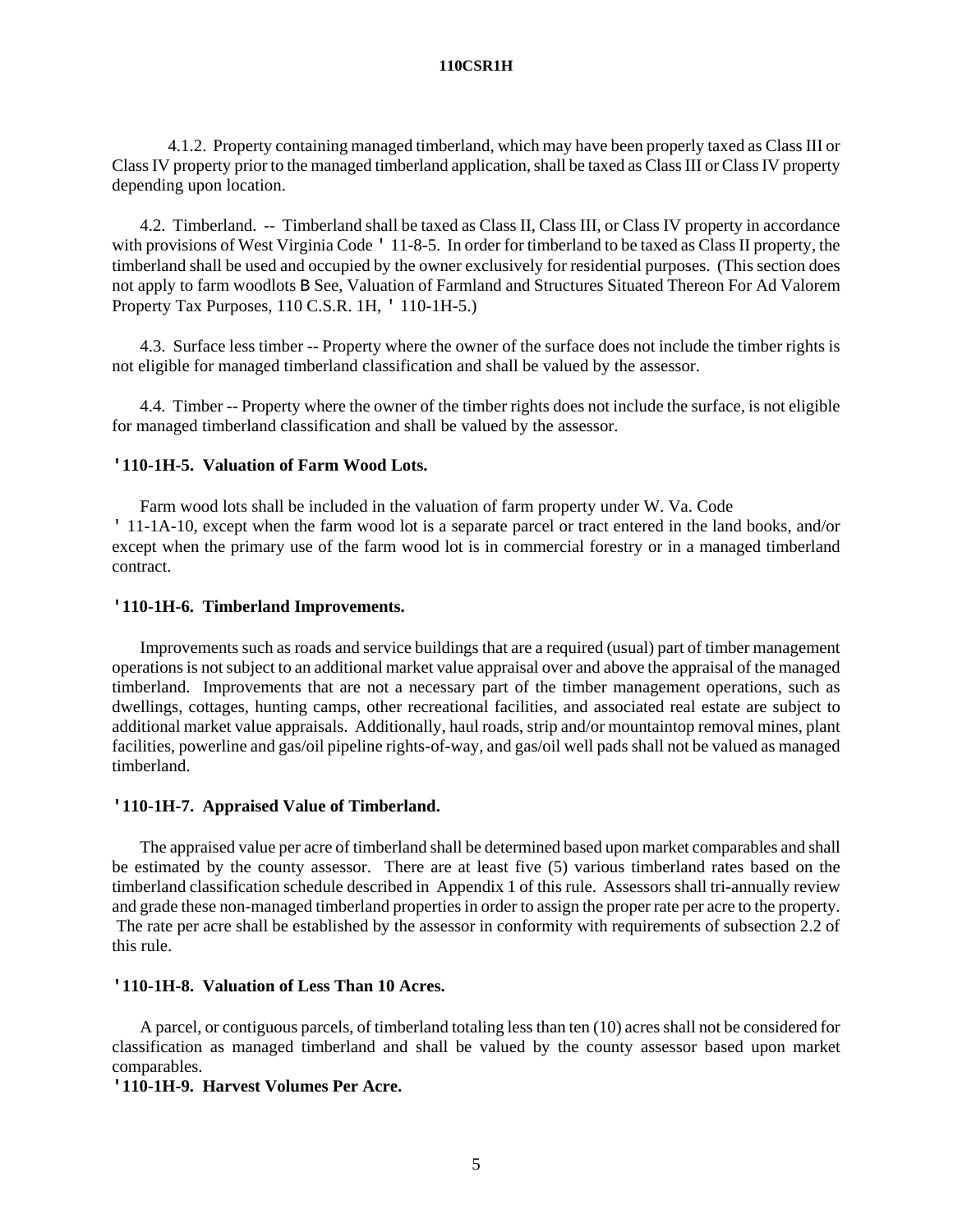4.1.2. Property containing managed timberland, which may have been properly taxed as Class III or Class IV property prior to the managed timberland application, shall be taxed as Class III or Class IV property depending upon location.

4.2. Timberland. -- Timberland shall be taxed as Class II, Class III, or Class IV property in accordance with provisions of West Virginia Code ' 11-8-5. In order for timberland to be taxed as Class II property, the timberland shall be used and occupied by the owner exclusively for residential purposes. (This section does not apply to farm woodlots B See, Valuation of Farmland and Structures Situated Thereon For Ad Valorem Property Tax Purposes, 110 C.S.R. 1H, ' 110-1H-5.)

4.3. Surface less timber -- Property where the owner of the surface does not include the timber rights is not eligible for managed timberland classification and shall be valued by the assessor.

4.4. Timber -- Property where the owner of the timber rights does not include the surface, is not eligible for managed timberland classification and shall be valued by the assessor.

**'110-1H-5. Valuation of Farm Wood Lots.**

Farm wood lots shall be included in the valuation of farm property under W. Va. Code ' 11-1A-10, except when the farm wood lot is a separate parcel or tract entered in the land books, and/or except when the primary use of the farm wood lot is in commercial forestry or in a managed timberland contract.

**'110-1H-6. Timberland Improvements.**

Improvements such as roads and service buildings that are a required (usual) part of timber management operations is not subject to an additional market value appraisal over and above the appraisal of the managed timberland. Improvements that are not a necessary part of the timber management operations, such as dwellings, cottages, hunting camps, other recreational facilities, and associated real estate are subject to additional market value appraisals. Additionally, haul roads, strip and/or mountaintop removal mines, plant facilities, powerline and gas/oil pipeline rights-of-way, and gas/oil well pads shall not be valued as managed timberland.

**'110-1H-7. Appraised Value of Timberland.**

The appraised value per acre of timberland shall be determined based upon market comparables and shall be estimated by the county assessor. There are at least five (5) various timberland rates based on the timberland classification schedule described in Appendix 1 of this rule. Assessors shall tri-annually review and grade these non-managed timberland properties in order to assign the proper rate per acre to the property. The rate per acre shall be established by the assessor in conformity with requirements of subsection 2.2 of this rule.

**'110-1H-8. Valuation of Less Than 10 Acres.**

A parcel, or contiguous parcels, of timberland totaling less than ten (10) acres shall not be considered for classification as managed timberland and shall be valued by the county assessor based upon market comparables.

**'110-1H-9. Harvest Volumes Per Acre.**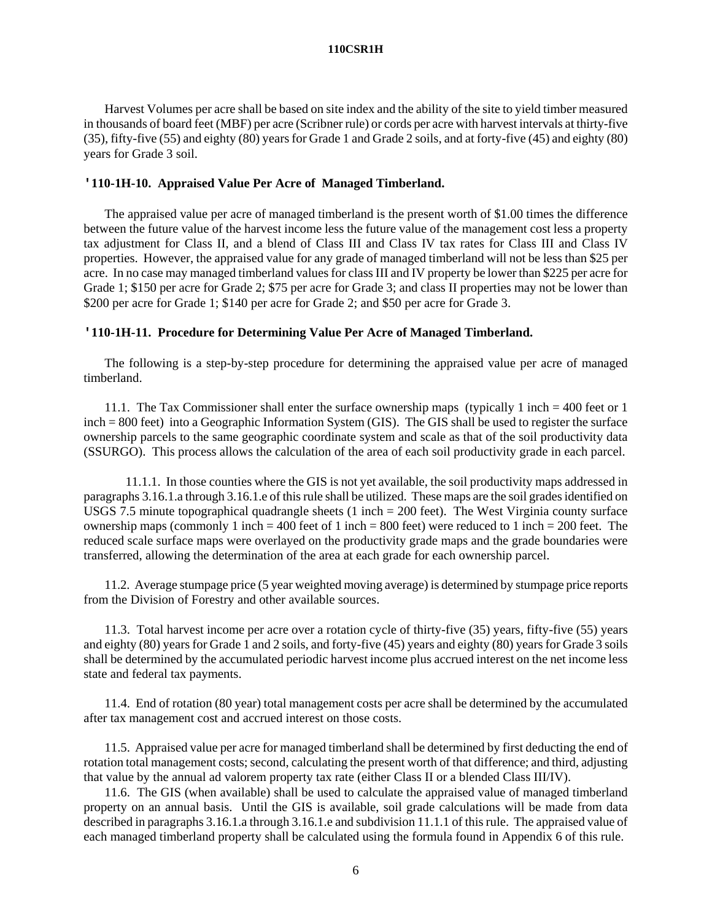Harvest Volumes per acre shall be based on site index and the ability of the site to yield timber measured in thousands of board feet (MBF) per acre (Scribner rule) or cords per acre with harvest intervals at thirty-five (35), fifty-five (55) and eighty (80) years for Grade 1 and Grade 2 soils, and at forty-five (45) and eighty (80) years for Grade 3 soil.

## '110-1H-10. Appraised Value Per Acre of Managed Timberland.

The appraised value per acre of managed timberland is the present worth of $1.00 times the difference between the future value of the harvest income less the future value of the management cost less a property tax adjustment for Class II, and a blend of Class III and Class IV tax rates for Class III and Class IV properties. However, the appraised value for any grade of managed timberland will not be less than $25 per acre. In no case may managed timberland values for class III and IV property be lower than $225 per acre for Grade 1; $150 per acre for Grade 2; $75 per acre for Grade 3; and class II properties may not be lower than $200 per acre for Grade 1; $140 per acre for Grade 2; and $50 per acre for Grade 3.

## '110-1H-11. Procedure for Determining Value Per Acre of Managed Timberland.

The following is a step-by-step procedure for determining the appraised value per acre of managed timberland.

11.1. The Tax Commissioner shall enter the surface ownership maps (typically 1 inch = 400 feet or 1 inch = 800 feet) into a Geographic Information System (GIS). The GIS shall be used to register the surface ownership parcels to the same geographic coordinate system and scale as that of the soil productivity data (SSURGO). This process allows the calculation of the area of each soil productivity grade in each parcel.

11.1.1. In those counties where the GIS is not yet available, the soil productivity maps addressed in paragraphs 3.16.1.a through 3.16.1.e of this rule shall be utilized. These maps are the soil grades identified on USGS 7.5 minute topographical quadrangle sheets (1 inch = 200 feet). The West Virginia county surface ownership maps (commonly 1 inch = 400 feet of 1 inch = 800 feet) were reduced to 1 inch = 200 feet. The reduced scale surface maps were overlayed on the productivity grade maps and the grade boundaries were transferred, allowing the determination of the area at each grade for each ownership parcel.

11.2. Average stumpage price (5 year weighted moving average) is determined by stumpage price reports from the Division of Forestry and other available sources.

11.3. Total harvest income per acre over a rotation cycle of thirty-five (35) years, fifty-five (55) years and eighty (80) years for Grade 1 and 2 soils, and forty-five (45) years and eighty (80) years for Grade 3 soils shall be determined by the accumulated periodic harvest income plus accrued interest on the net income less state and federal tax payments.

11.4. End of rotation (80 year) total management costs per acre shall be determined by the accumulated after tax management cost and accrued interest on those costs.

11.5. Appraised value per acre for managed timberland shall be determined by first deducting the end of rotation total management costs; second, calculating the present worth of that difference; and third, adjusting that value by the annual ad valorem property tax rate (either Class II or a blended Class III/IV).

11.6. The GIS (when available) shall be used to calculate the appraised value of managed timberland property on an annual basis. Until the GIS is available, soil grade calculations will be made from data described in paragraphs 3.16.1.a through 3.16.1.e and subdivision 11.1.1 of this rule. The appraised value of each managed timberland property shall be calculated using the formula found in Appendix 6 of this rule.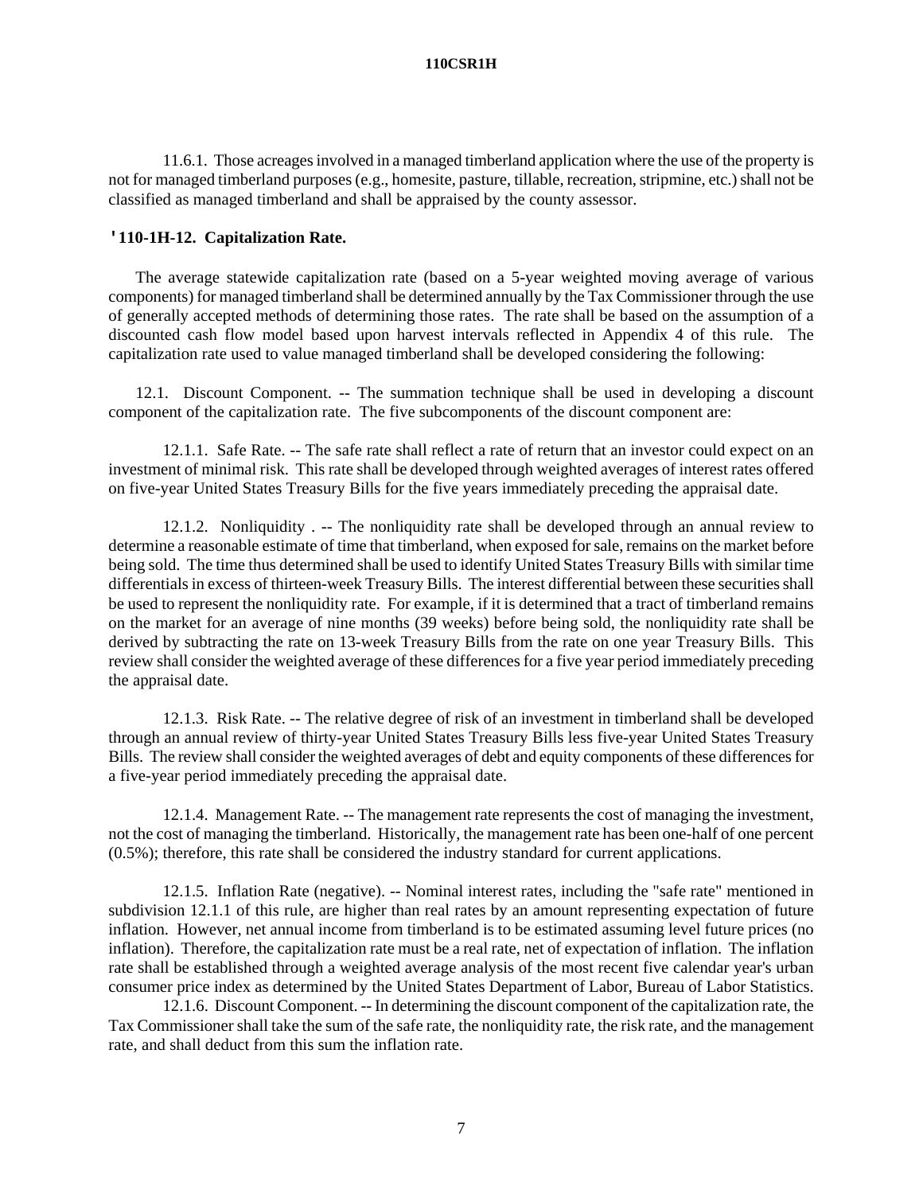11.6.1. Those acreages involved in a managed timberland application where the use of the property is not for managed timberland purposes (e.g., homesite, pasture, tillable, recreation, stripmine, etc.) shall not be classified as managed timberland and shall be appraised by the county assessor.

**'110-1H-12. Capitalization Rate.**

The average statewide capitalization rate (based on a 5-year weighted moving average of various components) for managed timberland shall be determined annually by the Tax Commissioner through the use of generally accepted methods of determining those rates. The rate shall be based on the assumption of a discounted cash flow model based upon harvest intervals reflected in Appendix 4 of this rule. The capitalization rate used to value managed timberland shall be developed considering the following:

12.1. Discount Component. -- The summation technique shall be used in developing a discount component of the capitalization rate. The five subcomponents of the discount component are:

12.1.1. Safe Rate. -- The safe rate shall reflect a rate of return that an investor could expect on an investment of minimal risk. This rate shall be developed through weighted averages of interest rates offered on five-year United States Treasury Bills for the five years immediately preceding the appraisal date.

12.1.2. Nonliquidity . -- The nonliquidity rate shall be developed through an annual review to determine a reasonable estimate of time that timberland, when exposed for sale, remains on the market before being sold. The time thus determined shall be used to identify United States Treasury Bills with similar time differentials in excess of thirteen-week Treasury Bills. The interest differential between these securities shall be used to represent the nonliquidity rate. For example, if it is determined that a tract of timberland remains on the market for an average of nine months (39 weeks) before being sold, the nonliquidity rate shall be derived by subtracting the rate on 13-week Treasury Bills from the rate on one year Treasury Bills. This review shall consider the weighted average of these differences for a five year period immediately preceding the appraisal date.

12.1.3. Risk Rate. -- The relative degree of risk of an investment in timberland shall be developed through an annual review of thirty-year United States Treasury Bills less five-year United States Treasury Bills. The review shall consider the weighted averages of debt and equity components of these differences for a five-year period immediately preceding the appraisal date.

12.1.4. Management Rate. -- The management rate represents the cost of managing the investment, not the cost of managing the timberland. Historically, the management rate has been one-half of one percent (0.5%); therefore, this rate shall be considered the industry standard for current applications.

12.1.5. Inflation Rate (negative). -- Nominal interest rates, including the "safe rate" mentioned in subdivision 12.1.1 of this rule, are higher than real rates by an amount representing expectation of future inflation. However, net annual income from timberland is to be estimated assuming level future prices (no inflation). Therefore, the capitalization rate must be a real rate, net of expectation of inflation. The inflation rate shall be established through a weighted average analysis of the most recent five calendar year's urban consumer price index as determined by the United States Department of Labor, Bureau of Labor Statistics.

12.1.6. Discount Component. -- In determining the discount component of the capitalization rate, the Tax Commissioner shall take the sum of the safe rate, the nonliquidity rate, the risk rate, and the management rate, and shall deduct from this sum the inflation rate.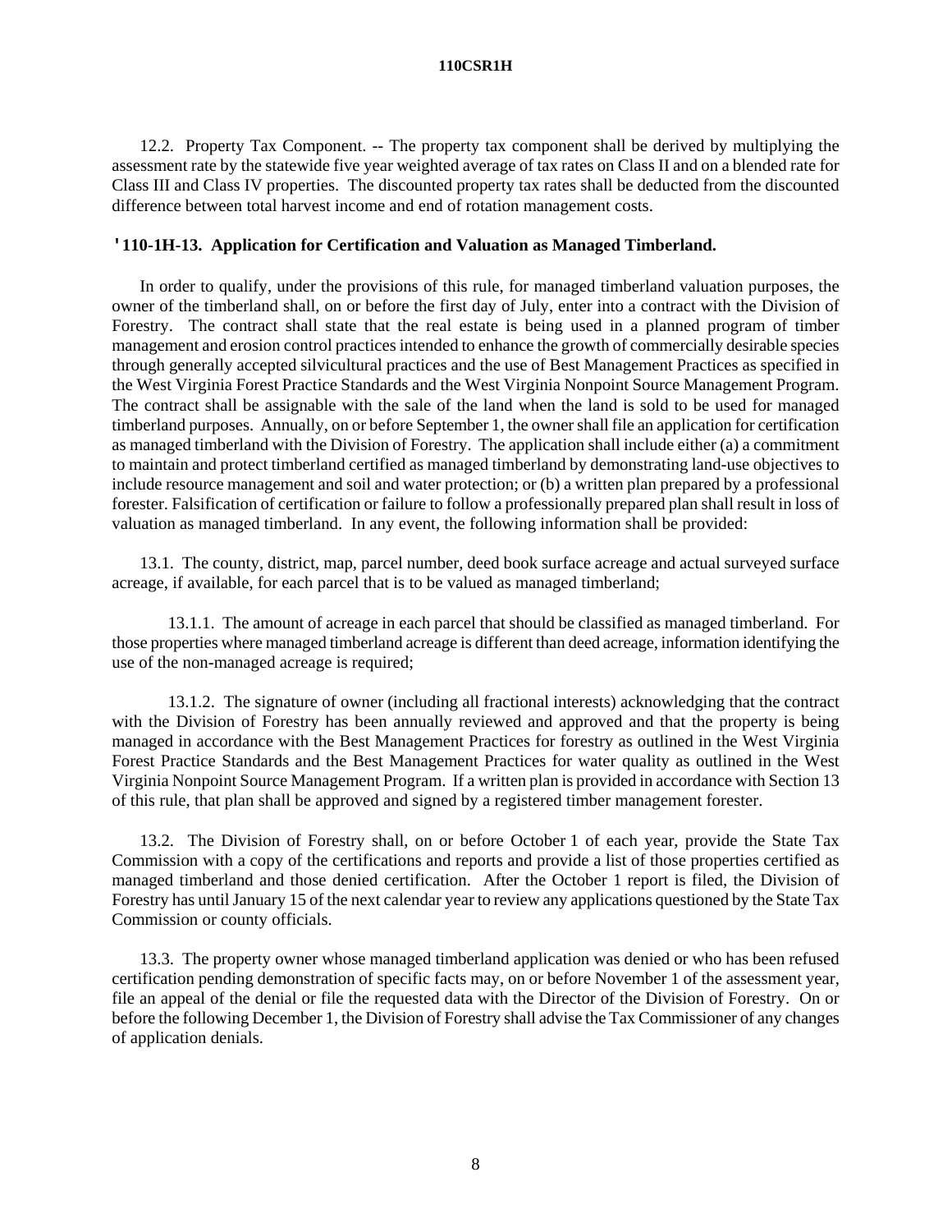12.2. Property Tax Component. -- The property tax component shall be derived by multiplying the assessment rate by the statewide five year weighted average of tax rates on Class II and on a blended rate for Class III and Class IV properties. The discounted property tax rates shall be deducted from the discounted difference between total harvest income and end of rotation management costs.

## '110-1H-13. Application for Certification and Valuation as Managed Timberland.

In order to qualify, under the provisions of this rule, for managed timberland valuation purposes, the owner of the timberland shall, on or before the first day of July, enter into a contract with the Division of Forestry. The contract shall state that the real estate is being used in a planned program of timber management and erosion control practices intended to enhance the growth of commercially desirable species through generally accepted silvicultural practices and the use of Best Management Practices as specified in the West Virginia Forest Practice Standards and the West Virginia Nonpoint Source Management Program. The contract shall be assignable with the sale of the land when the land is sold to be used for managed timberland purposes. Annually, on or before September 1, the owner shall file an application for certification as managed timberland with the Division of Forestry. The application shall include either (a) a commitment to maintain and protect timberland certified as managed timberland by demonstrating land-use objectives to include resource management and soil and water protection; or (b) a written plan prepared by a professional forester. Falsification of certification or failure to follow a professionally prepared plan shall result in loss of valuation as managed timberland. In any event, the following information shall be provided:

13.1. The county, district, map, parcel number, deed book surface acreage and actual surveyed surface acreage, if available, for each parcel that is to be valued as managed timberland;

13.1.1. The amount of acreage in each parcel that should be classified as managed timberland. For those properties where managed timberland acreage is different than deed acreage, information identifying the use of the non-managed acreage is required;

13.1.2. The signature of owner (including all fractional interests) acknowledging that the contract with the Division of Forestry has been annually reviewed and approved and that the property is being managed in accordance with the Best Management Practices for forestry as outlined in the West Virginia Forest Practice Standards and the Best Management Practices for water quality as outlined in the West Virginia Nonpoint Source Management Program. If a written plan is provided in accordance with Section 13 of this rule, that plan shall be approved and signed by a registered timber management forester.

13.2. The Division of Forestry shall, on or before October 1 of each year, provide the State Tax Commission with a copy of the certifications and reports and provide a list of those properties certified as managed timberland and those denied certification. After the October 1 report is filed, the Division of Forestry has until January 15 of the next calendar year to review any applications questioned by the State Tax Commission or county officials.

13.3. The property owner whose managed timberland application was denied or who has been refused certification pending demonstration of specific facts may, on or before November 1 of the assessment year, file an appeal of the denial or file the requested data with the Director of the Division of Forestry. On or before the following December 1, the Division of Forestry shall advise the Tax Commissioner of any changes of application denials.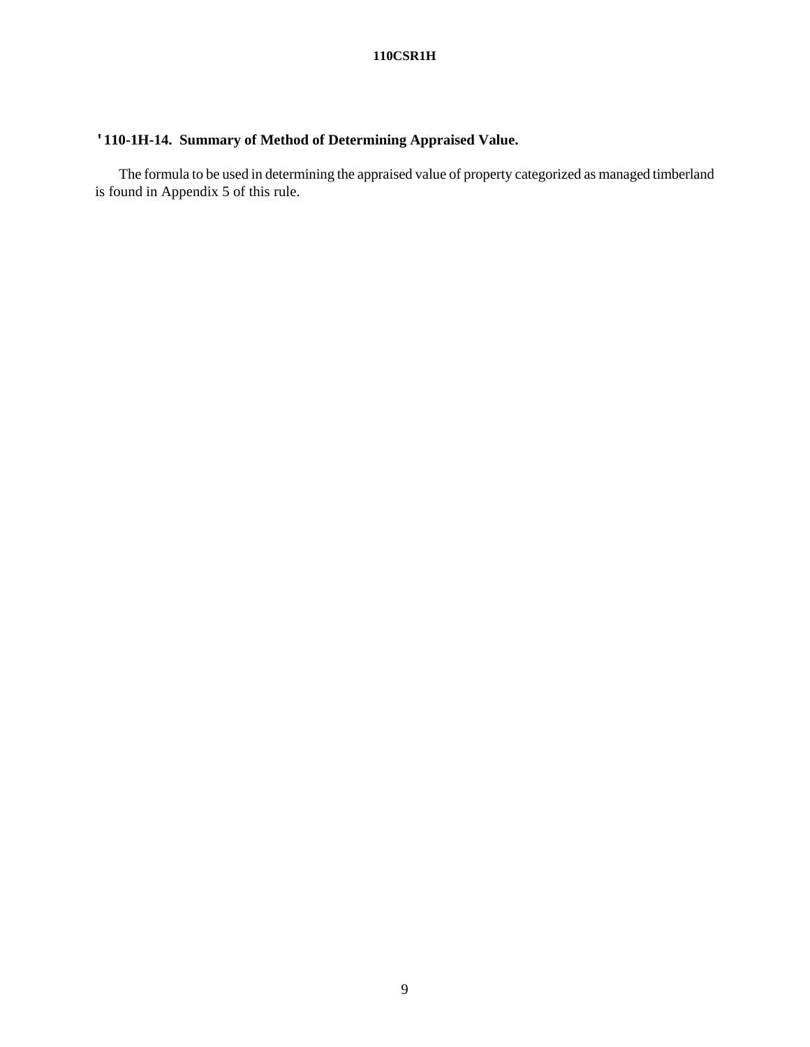## §110-1H-14. Summary of Method of Determining Appraised Value.

The formula to be used in determining the appraised value of property categorized as managed timberland is found in Appendix 5 of this rule.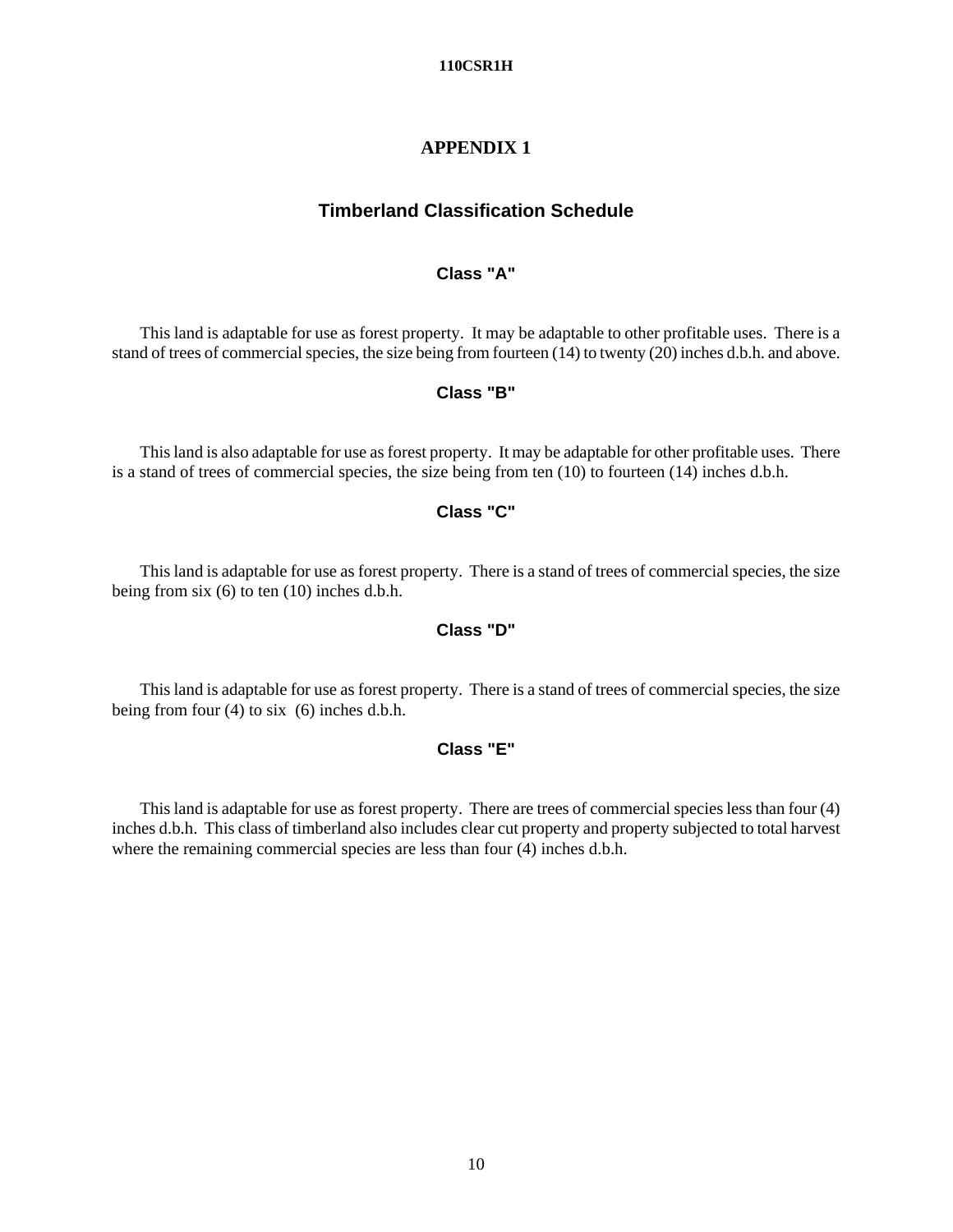# APPENDIX 1

## Timberland Classification Schedule

### Class "A"

This land is adaptable for use as forest property. It may be adaptable to other profitable uses. There is a stand of trees of commercial species, the size being from fourteen (14) to twenty (20) inches d.b.h. and above.

### Class "B"

This land is also adaptable for use as forest property. It may be adaptable for other profitable uses. There is a stand of trees of commercial species, the size being from ten (10) to fourteen (14) inches d.b.h.

### Class "C"

This land is adaptable for use as forest property. There is a stand of trees of commercial species, the size being from six (6) to ten (10) inches d.b.h.

### Class "D"

This land is adaptable for use as forest property. There is a stand of trees of commercial species, the size being from four (4) to six (6) inches d.b.h.

### Class "E"

This land is adaptable for use as forest property. There are trees of commercial species less than four (4) inches d.b.h. This class of timberland also includes clear cut property and property subjected to total harvest where the remaining commercial species are less than four (4) inches d.b.h.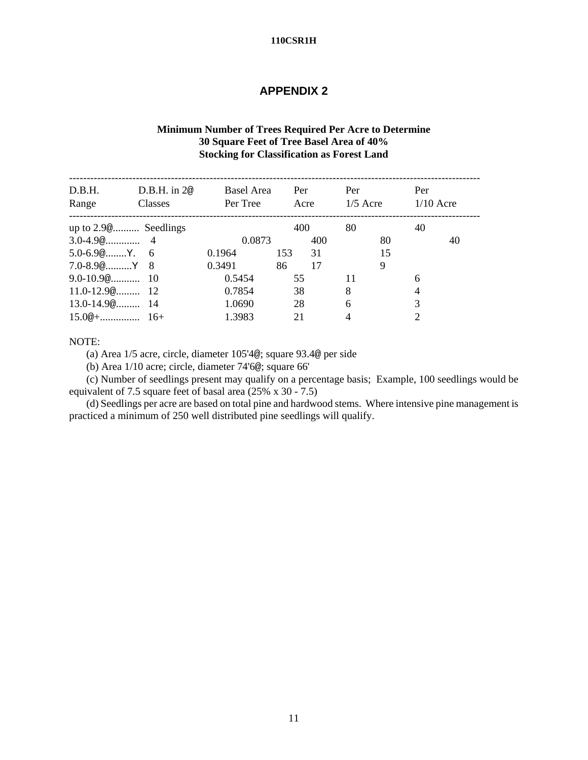## APPENDIX 2

**Minimum Number of Trees Required Per Acre to Determine 30 Square Feet of Tree Basel Area of 40% Stocking for Classification as Forest Land**

| D.B.H. Range | D.B.H. in 2@ Classes | Basel Area Per Tree | Per Acre | Per 1/5 Acre | Per 1/10 Acre |
|---|---|---|---|---|---|
| up to 2.9@.......... | Seedlings | | 400 | 80 | 40 |
| 3.0-4.9@............. | 4 | 0.0873 | 400 | 80 | 40 |
| 5.0-6.9@........Y. | 6 | 0.1964 | 153 | 31 | 15 |
| 7.0-8.9@..........Y | 8 | 0.3491 | 86 | 17 | 9 |
| 9.0-10.9@........... | 10 | 0.5454 | 55 | 11 | 6 |
| 11.0-12.9@......... | 12 | 0.7854 | 38 | 8 | 4 |
| 13.0-14.9@......... | 14 | 1.0690 | 28 | 6 | 3 |
| 15.0@+............... | 16+ | 1.3983 | 21 | 4 | 2 |

NOTE:

(a) Area 1/5 acre, circle, diameter 105'4@; square 93.4@ per side

(b) Area 1/10 acre; circle, diameter 74'6@; square 66'

(c) Number of seedlings present may qualify on a percentage basis; Example, 100 seedlings would be equivalent of 7.5 square feet of basal area (25% x 30 - 7.5)

(d) Seedlings per acre are based on total pine and hardwood stems. Where intensive pine management is practiced a minimum of 250 well distributed pine seedlings will qualify.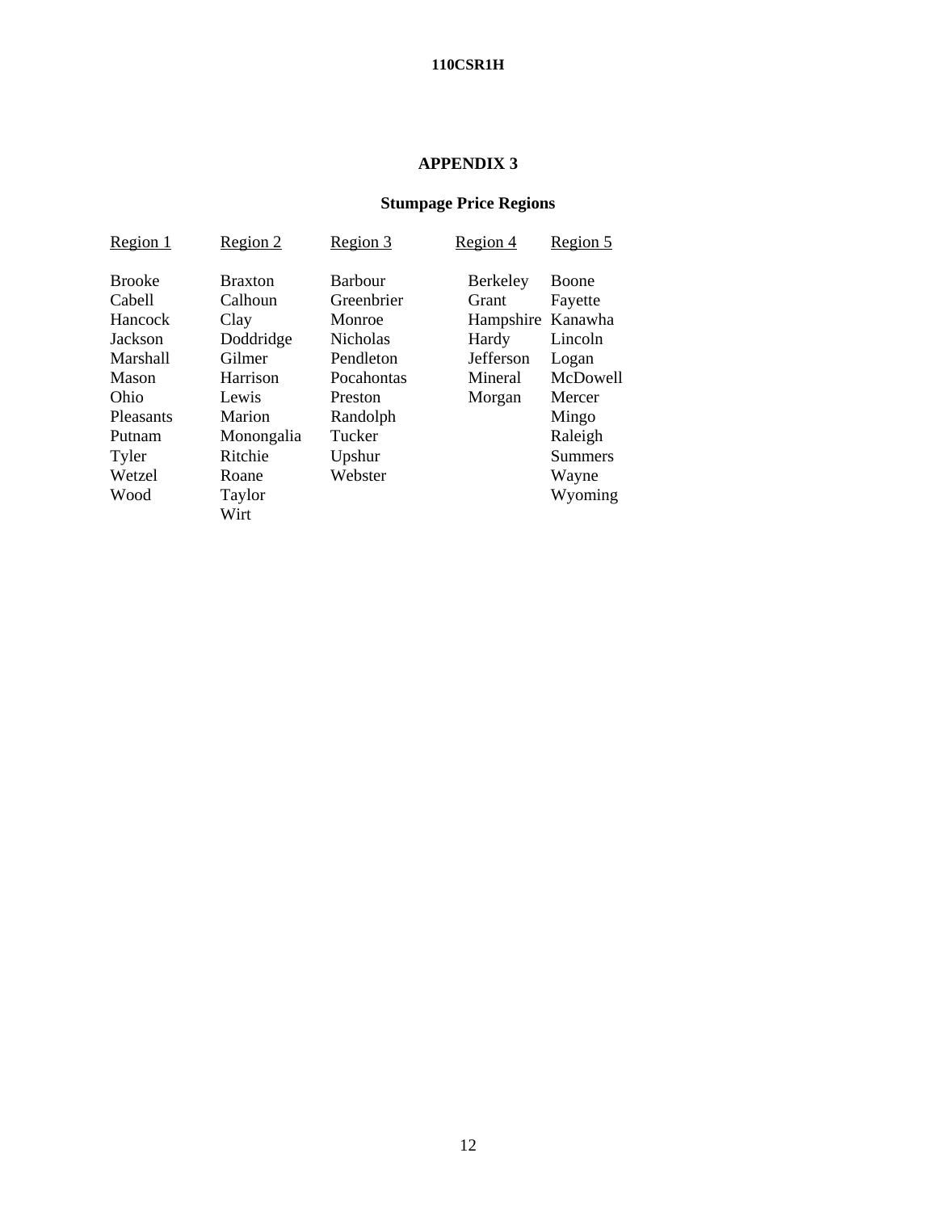## APPENDIX 3

### Stumpage Price Regions

| Region 1 | Region 2 | Region 3 | Region 4 | Region 5 |
|---|---|---|---|---|
| Brooke | Braxton | Barbour | Berkeley | Boone |
| Cabell | Calhoun | Greenbrier | Grant | Fayette |
| Hancock | Clay | Monroe | Hampshire | Kanawha |
| Jackson | Doddridge | Nicholas | Hardy | Lincoln |
| Marshall | Gilmer | Pendleton | Jefferson | Logan |
| Mason | Harrison | Pocahontas | Mineral | McDowell |
| Ohio | Lewis | Preston | Morgan | Mercer |
| Pleasants | Marion | Randolph | | Mingo |
| Putnam | Monongalia | Tucker | | Raleigh |
| Tyler | Ritchie | Upshur | | Summers |
| Wetzel | Roane | Webster | | Wayne |
| Wood | Taylor | | | Wyoming |
| | Wirt | | | |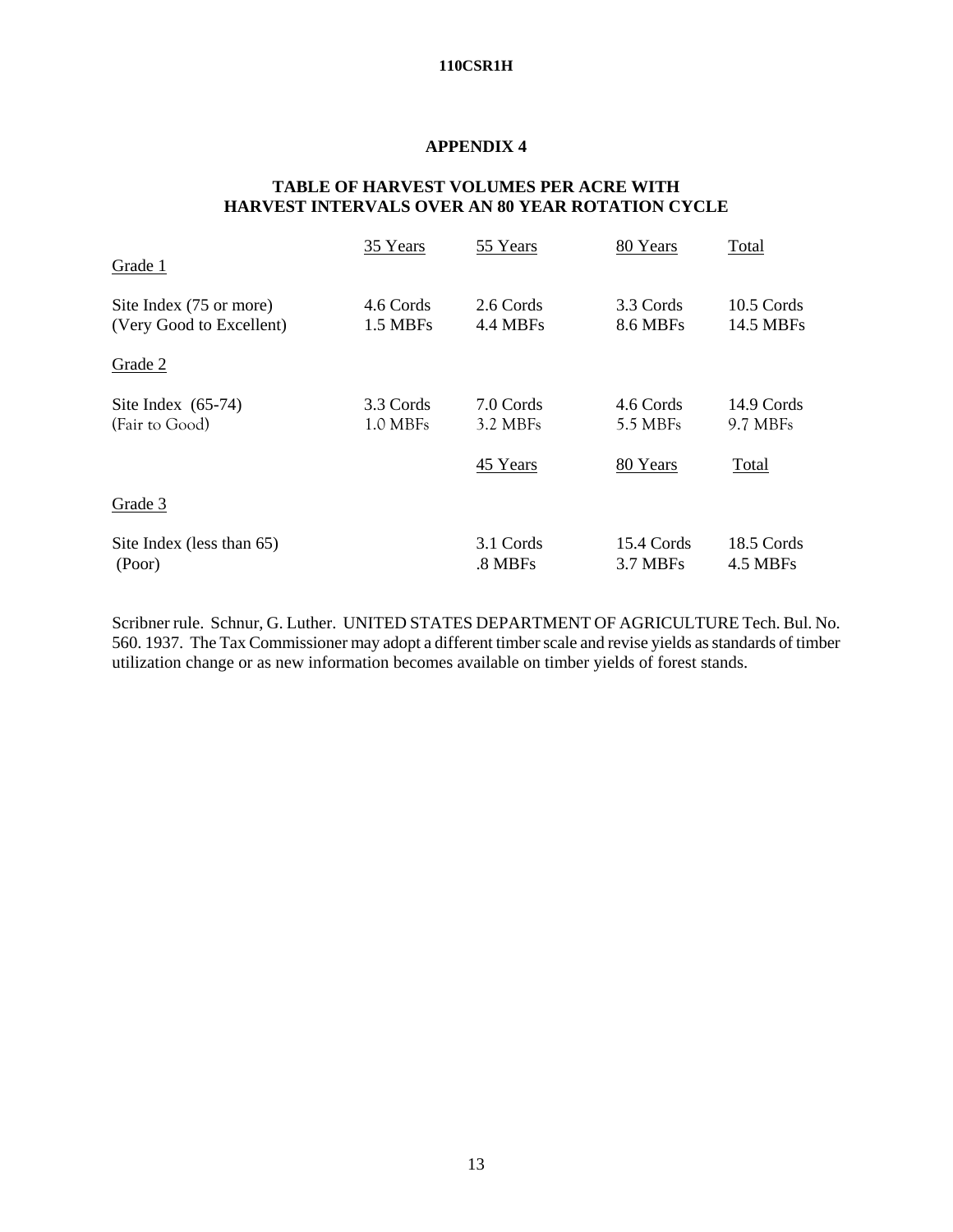## APPENDIX 4

### TABLE OF HARVEST VOLUMES PER ACRE WITH HARVEST INTERVALS OVER AN 80 YEAR ROTATION CYCLE

| | 35 Years | 55 Years | 80 Years | Total |
|---|---|---|---|---|
| Grade 1 | | | | |
| Site Index (75 or more) | 4.6 Cords | 2.6 Cords | 3.3 Cords | 10.5 Cords |
| (Very Good to Excellent) | 1.5 MBFs | 4.4 MBFs | 8.6 MBFs | 14.5 MBFs |
| Grade 2 | | | | |
| Site Index (65-74) | 3.3 Cords | 7.0 Cords | 4.6 Cords | 14.9 Cords |
| (Fair to Good) | 1.0 MBFs | 3.2 MBFs | 5.5 MBFs | 9.7 MBFs |
| | | 45 Years | 80 Years | Total |
| Grade 3 | | | | |
| Site Index (less than 65) | | 3.1 Cords | 15.4 Cords | 18.5 Cords |
| (Poor) | | .8 MBFs | 3.7 MBFs | 4.5 MBFs |

Scribner rule. Schnur, G. Luther. UNITED STATES DEPARTMENT OF AGRICULTURE Tech. Bul. No. 560. 1937. The Tax Commissioner may adopt a different timber scale and revise yields as standards of timber utilization change or as new information becomes available on timber yields of forest stands.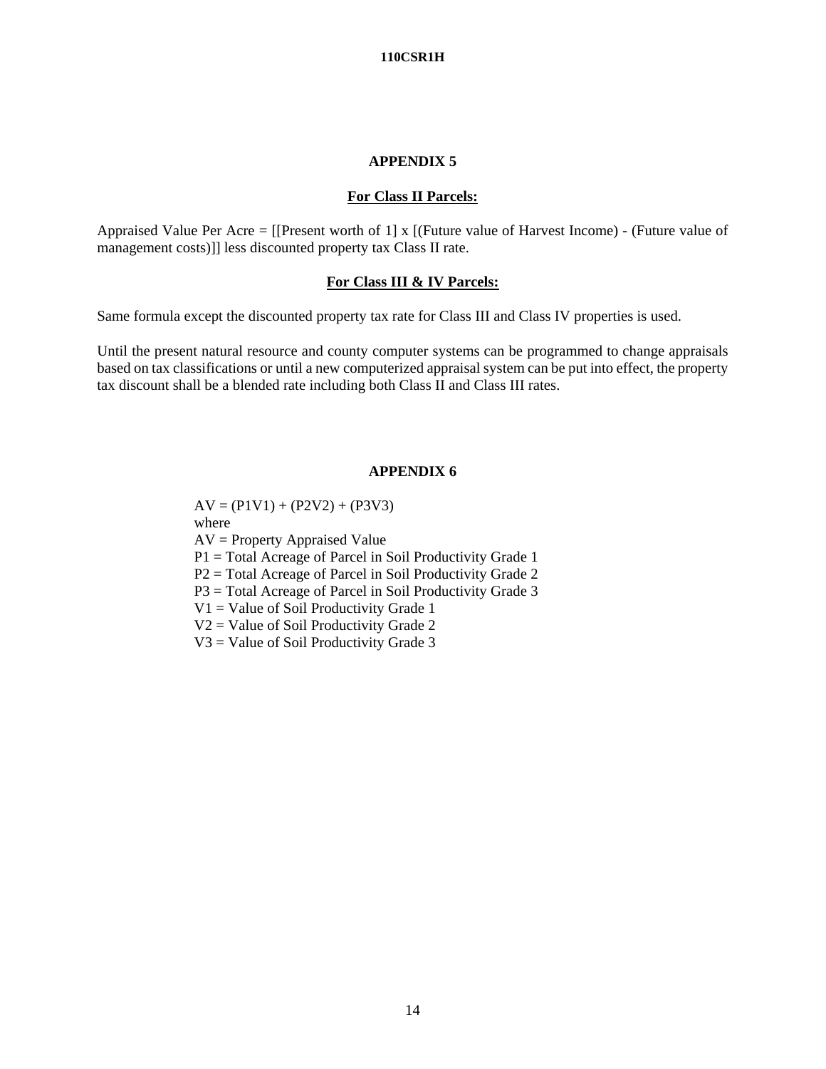## APPENDIX 5

**For Class II Parcels:**

Appraised Value Per Acre = [[Present worth of 1] x [(Future value of Harvest Income) - (Future value of management costs)]] less discounted property tax Class II rate.

**For Class III & IV Parcels:**

Same formula except the discounted property tax rate for Class III and Class IV properties is used.

Until the present natural resource and county computer systems can be programmed to change appraisals based on tax classifications or until a new computerized appraisal system can be put into effect, the property tax discount shall be a blended rate including both Class II and Class III rates.

## APPENDIX 6

$AV = (P1V1) + (P2V2) + (P3V3)$

where

AV = Property Appraised Value

P1 = Total Acreage of Parcel in Soil Productivity Grade 1

P2 = Total Acreage of Parcel in Soil Productivity Grade 2

P3 = Total Acreage of Parcel in Soil Productivity Grade 3

V1 = Value of Soil Productivity Grade 1

V2 = Value of Soil Productivity Grade 2

V3 = Value of Soil Productivity Grade 3